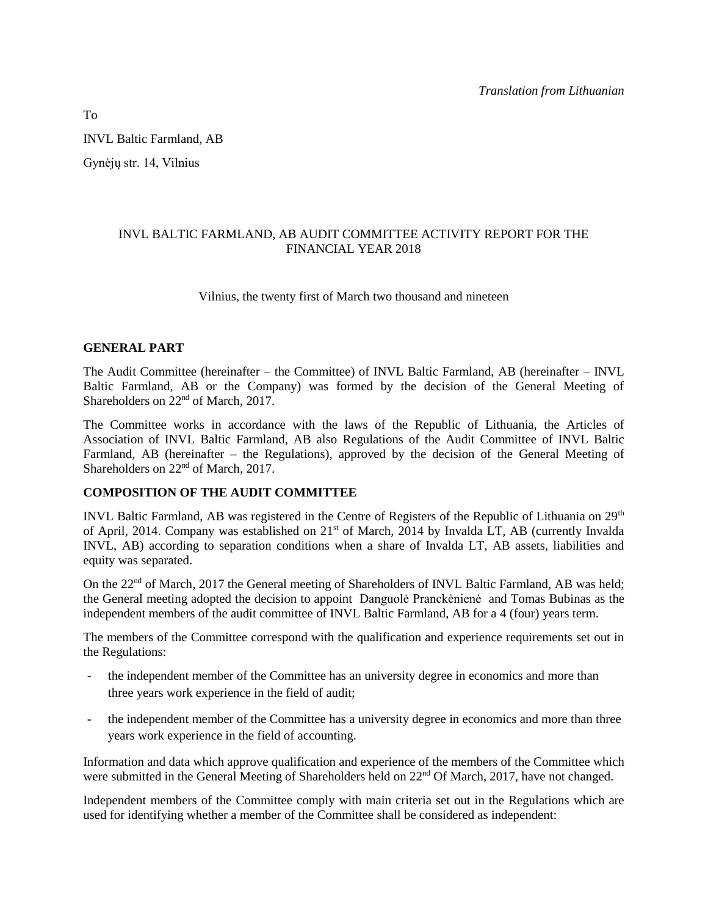*Translation from Lithuanian*

To

INVL Baltic Farmland, AB

Gynėjų str. 14, Vilnius

INVL BALTIC FARMLAND, AB AUDIT COMMITTEE ACTIVITY REPORT FOR THE FINANCIAL YEAR 2018

Vilnius, the twenty first of March two thousand and nineteen

**GENERAL PART**

The Audit Committee (hereinafter – the Committee) of INVL Baltic Farmland, AB (hereinafter – INVL Baltic Farmland, AB or the Company) was formed by the decision of the General Meeting of Shareholders on 22nd of March, 2017.

The Committee works in accordance with the laws of the Republic of Lithuania, the Articles of Association of INVL Baltic Farmland, AB also Regulations of the Audit Committee of INVL Baltic Farmland, AB (hereinafter – the Regulations), approved by the decision of the General Meeting of Shareholders on 22nd of March, 2017.

**COMPOSITION OF THE AUDIT COMMITTEE**

INVL Baltic Farmland, AB was registered in the Centre of Registers of the Republic of Lithuania on 29th of April, 2014. Company was established on 21st of March, 2014 by Invalda LT, AB (currently Invalda INVL, AB) according to separation conditions when a share of Invalda LT, AB assets, liabilities and equity was separated.

On the 22nd of March, 2017 the General meeting of Shareholders of INVL Baltic Farmland, AB was held; the General meeting adopted the decision to appoint Danguolė Pranckėnienė and Tomas Bubinas as the independent members of the audit committee of INVL Baltic Farmland, AB for a 4 (four) years term.

The members of the Committee correspond with the qualification and experience requirements set out in the Regulations:

- the independent member of the Committee has an university degree in economics and more than three years work experience in the field of audit;
- the independent member of the Committee has a university degree in economics and more than three years work experience in the field of accounting.

Information and data which approve qualification and experience of the members of the Committee which were submitted in the General Meeting of Shareholders held on 22nd Of March, 2017, have not changed.

Independent members of the Committee comply with main criteria set out in the Regulations which are used for identifying whether a member of the Committee shall be considered as independent: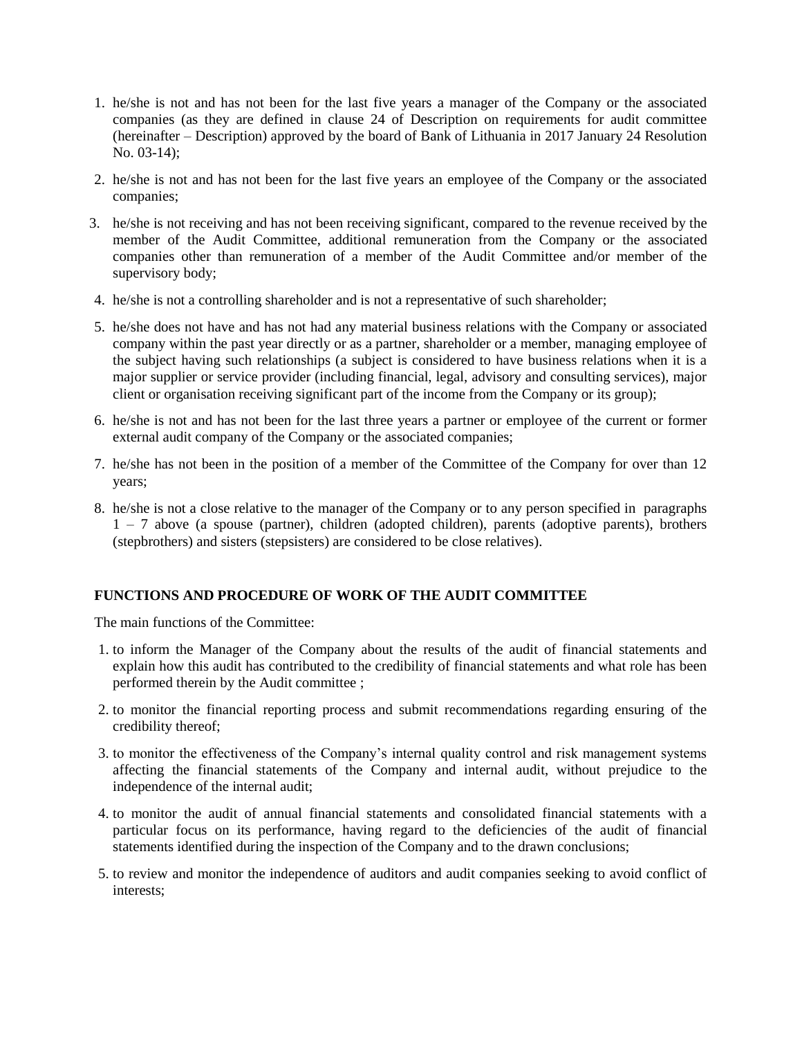1. he/she is not and has not been for the last five years a manager of the Company or the associated companies (as they are defined in clause 24 of Description on requirements for audit committee (hereinafter – Description) approved by the board of Bank of Lithuania in 2017 January 24 Resolution No. 03-14);
2. he/she is not and has not been for the last five years an employee of the Company or the associated companies;
3. he/she is not receiving and has not been receiving significant, compared to the revenue received by the member of the Audit Committee, additional remuneration from the Company or the associated companies other than remuneration of a member of the Audit Committee and/or member of the supervisory body;
4. he/she is not a controlling shareholder and is not a representative of such shareholder;
5. he/she does not have and has not had any material business relations with the Company or associated company within the past year directly or as a partner, shareholder or a member, managing employee of the subject having such relationships (a subject is considered to have business relations when it is a major supplier or service provider (including financial, legal, advisory and consulting services), major client or organisation receiving significant part of the income from the Company or its group);
6. he/she is not and has not been for the last three years a partner or employee of the current or former external audit company of the Company or the associated companies;
7. he/she has not been in the position of a member of the Committee of the Company for over than 12 years;
8. he/she is not a close relative to the manager of the Company or to any person specified in paragraphs 1 – 7 above (a spouse (partner), children (adopted children), parents (adoptive parents), brothers (stepbrothers) and sisters (stepsisters) are considered to be close relatives).

## FUNCTIONS AND PROCEDURE OF WORK OF THE AUDIT COMMITTEE

The main functions of the Committee:

1. to inform the Manager of the Company about the results of the audit of financial statements and explain how this audit has contributed to the credibility of financial statements and what role has been performed therein by the Audit committee ;
2. to monitor the financial reporting process and submit recommendations regarding ensuring of the credibility thereof;
3. to monitor the effectiveness of the Company's internal quality control and risk management systems affecting the financial statements of the Company and internal audit, without prejudice to the independence of the internal audit;
4. to monitor the audit of annual financial statements and consolidated financial statements with a particular focus on its performance, having regard to the deficiencies of the audit of financial statements identified during the inspection of the Company and to the drawn conclusions;
5. to review and monitor the independence of auditors and audit companies seeking to avoid conflict of interests;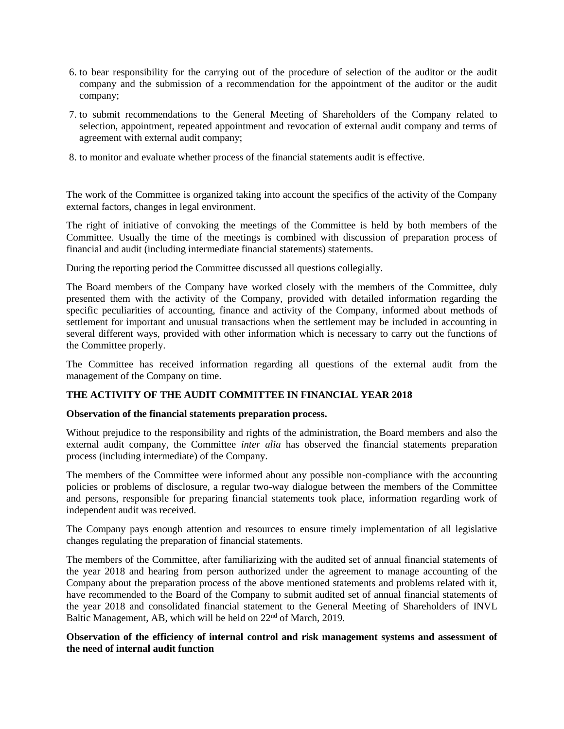6. to bear responsibility for the carrying out of the procedure of selection of the auditor or the audit company and the submission of a recommendation for the appointment of the auditor or the audit company;
7. to submit recommendations to the General Meeting of Shareholders of the Company related to selection, appointment, repeated appointment and revocation of external audit company and terms of agreement with external audit company;
8. to monitor and evaluate whether process of the financial statements audit is effective.

The work of the Committee is organized taking into account the specifics of the activity of the Company external factors, changes in legal environment.

The right of initiative of convoking the meetings of the Committee is held by both members of the Committee. Usually the time of the meetings is combined with discussion of preparation process of financial and audit (including intermediate financial statements) statements.

During the reporting period the Committee discussed all questions collegially.

The Board members of the Company have worked closely with the members of the Committee, duly presented them with the activity of the Company, provided with detailed information regarding the specific peculiarities of accounting, finance and activity of the Company, informed about methods of settlement for important and unusual transactions when the settlement may be included in accounting in several different ways, provided with other information which is necessary to carry out the functions of the Committee properly.

The Committee has received information regarding all questions of the external audit from the management of the Company on time.

**THE ACTIVITY OF THE AUDIT COMMITTEE IN FINANCIAL YEAR 2018**

**Observation of the financial statements preparation process.**

Without prejudice to the responsibility and rights of the administration, the Board members and also the external audit company, the Committee *inter alia* has observed the financial statements preparation process (including intermediate) of the Company.

The members of the Committee were informed about any possible non-compliance with the accounting policies or problems of disclosure, a regular two-way dialogue between the members of the Committee and persons, responsible for preparing financial statements took place, information regarding work of independent audit was received.

The Company pays enough attention and resources to ensure timely implementation of all legislative changes regulating the preparation of financial statements.

The members of the Committee, after familiarizing with the audited set of annual financial statements of the year 2018 and hearing from person authorized under the agreement to manage accounting of the Company about the preparation process of the above mentioned statements and problems related with it, have recommended to the Board of the Company to submit audited set of annual financial statements of the year 2018 and consolidated financial statement to the General Meeting of Shareholders of INVL Baltic Management, AB, which will be held on 22nd of March, 2019.

**Observation of the efficiency of internal control and risk management systems and assessment of the need of internal audit function**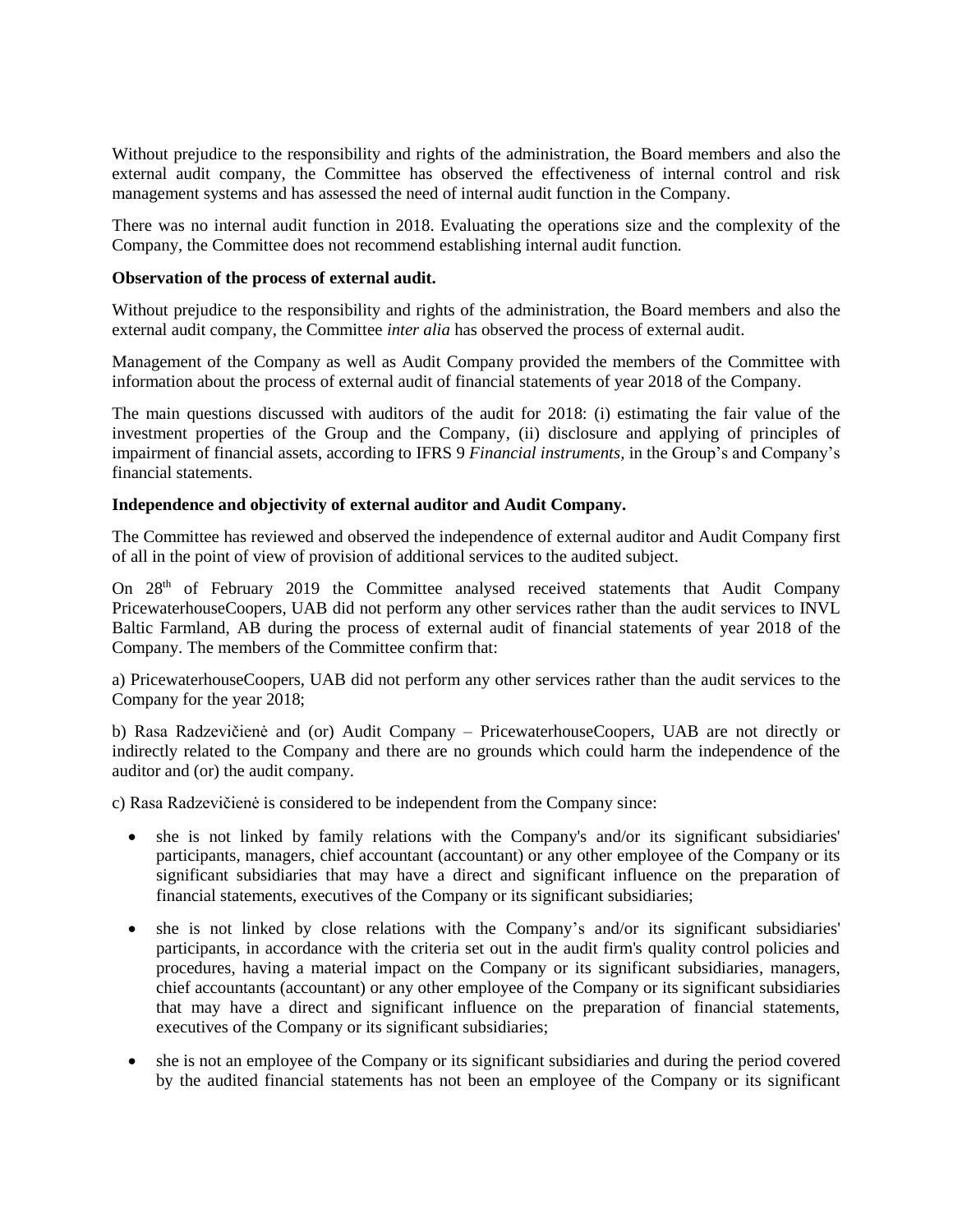Without prejudice to the responsibility and rights of the administration, the Board members and also the external audit company, the Committee has observed the effectiveness of internal control and risk management systems and has assessed the need of internal audit function in the Company.

There was no internal audit function in 2018. Evaluating the operations size and the complexity of the Company, the Committee does not recommend establishing internal audit function.

**Observation of the process of external audit.**

Without prejudice to the responsibility and rights of the administration, the Board members and also the external audit company, the Committee *inter alia* has observed the process of external audit.

Management of the Company as well as Audit Company provided the members of the Committee with information about the process of external audit of financial statements of year 2018 of the Company.

The main questions discussed with auditors of the audit for 2018: (i) estimating the fair value of the investment properties of the Group and the Company, (ii) disclosure and applying of principles of impairment of financial assets, according to IFRS 9 *Financial instruments*, in the Group's and Company's financial statements.

**Independence and objectivity of external auditor and Audit Company.**

The Committee has reviewed and observed the independence of external auditor and Audit Company first of all in the point of view of provision of additional services to the audited subject.

On 28th of February 2019 the Committee analysed received statements that Audit Company PricewaterhouseCoopers, UAB did not perform any other services rather than the audit services to INVL Baltic Farmland, AB during the process of external audit of financial statements of year 2018 of the Company. The members of the Committee confirm that:

a) PricewaterhouseCoopers, UAB did not perform any other services rather than the audit services to the Company for the year 2018;

b) Rasa Radzevičienė and (or) Audit Company – PricewaterhouseCoopers, UAB are not directly or indirectly related to the Company and there are no grounds which could harm the independence of the auditor and (or) the audit company.

c) Rasa Radzevičienė is considered to be independent from the Company since:

- she is not linked by family relations with the Company's and/or its significant subsidiaries' participants, managers, chief accountant (accountant) or any other employee of the Company or its significant subsidiaries that may have a direct and significant influence on the preparation of financial statements, executives of the Company or its significant subsidiaries;
- she is not linked by close relations with the Company's and/or its significant subsidiaries' participants, in accordance with the criteria set out in the audit firm's quality control policies and procedures, having a material impact on the Company or its significant subsidiaries, managers, chief accountants (accountant) or any other employee of the Company or its significant subsidiaries that may have a direct and significant influence on the preparation of financial statements, executives of the Company or its significant subsidiaries;
- she is not an employee of the Company or its significant subsidiaries and during the period covered by the audited financial statements has not been an employee of the Company or its significant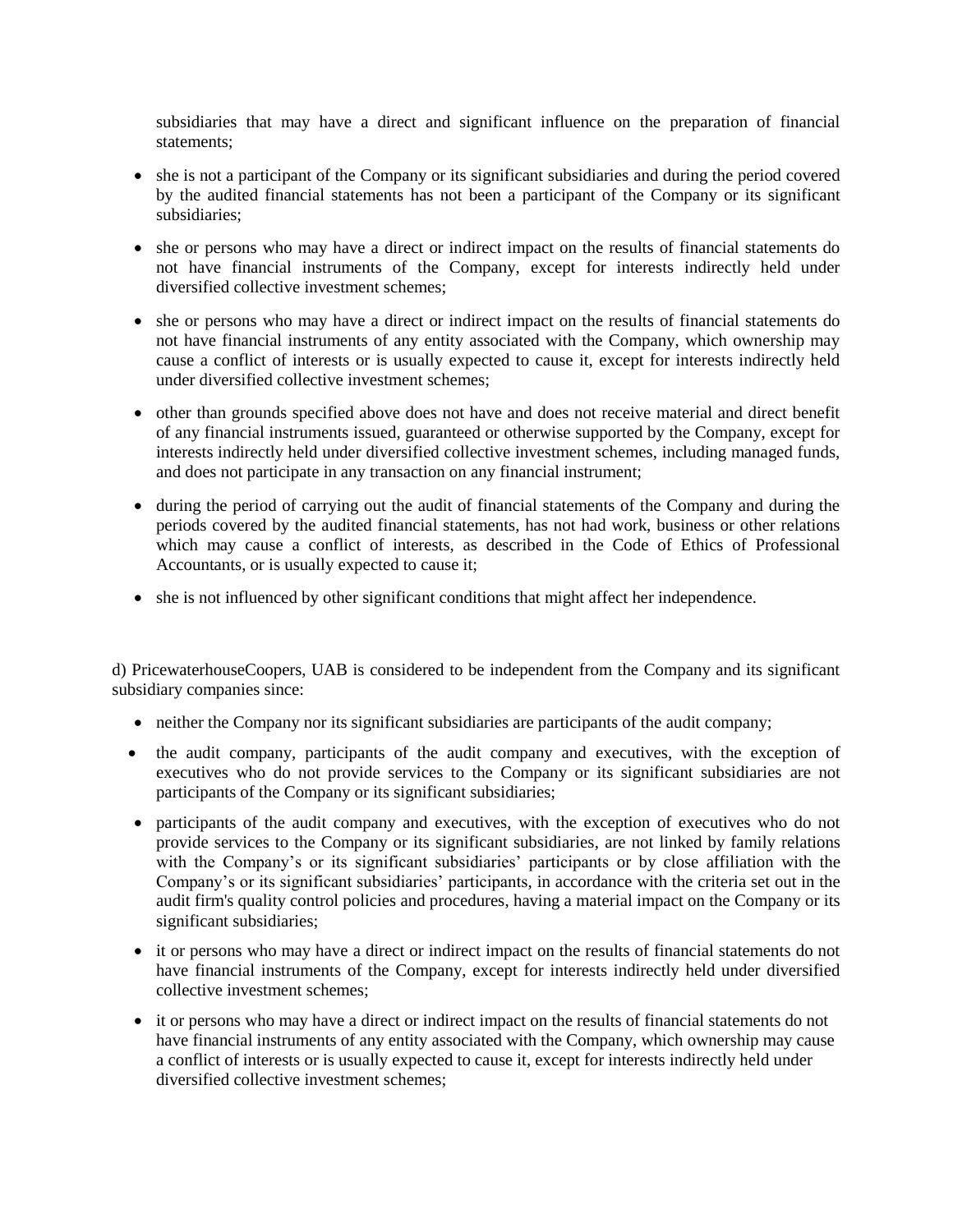subsidiaries that may have a direct and significant influence on the preparation of financial statements;

- she is not a participant of the Company or its significant subsidiaries and during the period covered by the audited financial statements has not been a participant of the Company or its significant subsidiaries;
- she or persons who may have a direct or indirect impact on the results of financial statements do not have financial instruments of the Company, except for interests indirectly held under diversified collective investment schemes;
- she or persons who may have a direct or indirect impact on the results of financial statements do not have financial instruments of any entity associated with the Company, which ownership may cause a conflict of interests or is usually expected to cause it, except for interests indirectly held under diversified collective investment schemes;
- other than grounds specified above does not have and does not receive material and direct benefit of any financial instruments issued, guaranteed or otherwise supported by the Company, except for interests indirectly held under diversified collective investment schemes, including managed funds, and does not participate in any transaction on any financial instrument;
- during the period of carrying out the audit of financial statements of the Company and during the periods covered by the audited financial statements, has not had work, business or other relations which may cause a conflict of interests, as described in the Code of Ethics of Professional Accountants, or is usually expected to cause it;
- she is not influenced by other significant conditions that might affect her independence.

d) PricewaterhouseCoopers, UAB is considered to be independent from the Company and its significant subsidiary companies since:

- neither the Company nor its significant subsidiaries are participants of the audit company;
- the audit company, participants of the audit company and executives, with the exception of executives who do not provide services to the Company or its significant subsidiaries are not participants of the Company or its significant subsidiaries;
- participants of the audit company and executives, with the exception of executives who do not provide services to the Company or its significant subsidiaries, are not linked by family relations with the Company's or its significant subsidiaries' participants or by close affiliation with the Company's or its significant subsidiaries' participants, in accordance with the criteria set out in the audit firm's quality control policies and procedures, having a material impact on the Company or its significant subsidiaries;
- it or persons who may have a direct or indirect impact on the results of financial statements do not have financial instruments of the Company, except for interests indirectly held under diversified collective investment schemes;
- it or persons who may have a direct or indirect impact on the results of financial statements do not have financial instruments of any entity associated with the Company, which ownership may cause a conflict of interests or is usually expected to cause it, except for interests indirectly held under diversified collective investment schemes;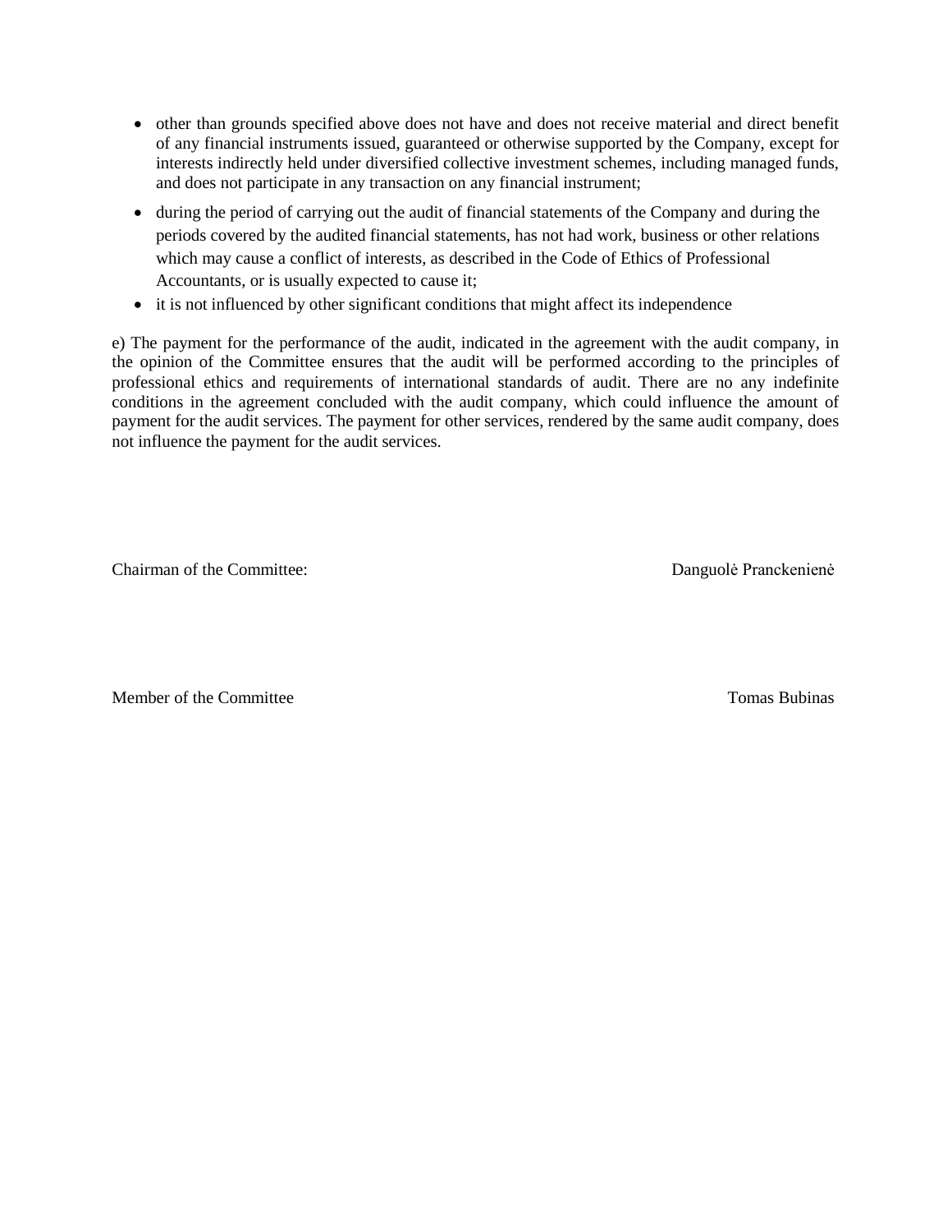- other than grounds specified above does not have and does not receive material and direct benefit of any financial instruments issued, guaranteed or otherwise supported by the Company, except for interests indirectly held under diversified collective investment schemes, including managed funds, and does not participate in any transaction on any financial instrument;
- during the period of carrying out the audit of financial statements of the Company and during the periods covered by the audited financial statements, has not had work, business or other relations which may cause a conflict of interests, as described in the Code of Ethics of Professional Accountants, or is usually expected to cause it;
- it is not influenced by other significant conditions that might affect its independence

e) The payment for the performance of the audit, indicated in the agreement with the audit company, in the opinion of the Committee ensures that the audit will be performed according to the principles of professional ethics and requirements of international standards of audit. There are no any indefinite conditions in the agreement concluded with the audit company, which could influence the amount of payment for the audit services. The payment for other services, rendered by the same audit company, does not influence the payment for the audit services.

Chairman of the Committee: Danguolė Pranckenienė

Member of the Committee Tomas Bubinas